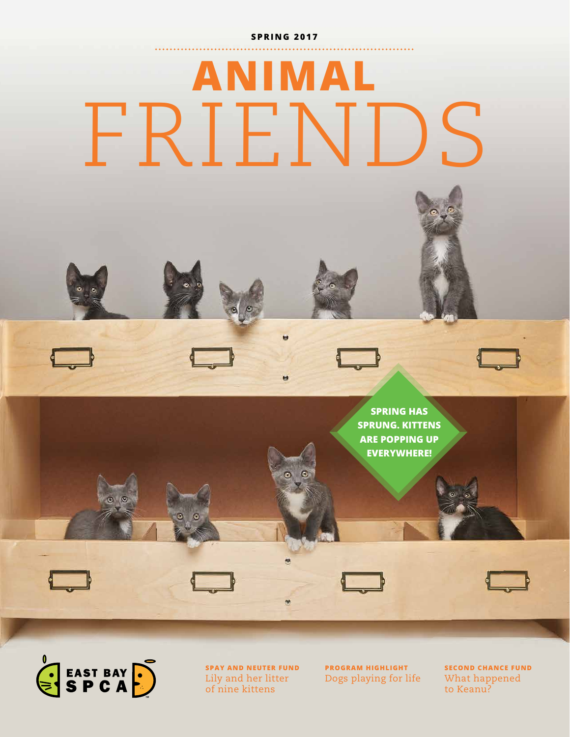SPRING 2017

# ANIMAL FRIENDS

SPRING HAS SPRUNG. KITTENS ARE POPPING UP EVERYWHERE!

EAST BAY SPCA

**SPAY AND NEUTER FUND**
Lily and her litter of nine kittens

**PROGRAM HIGHLIGHT**
Dogs playing for life

**SECOND CHANCE FUND**
What happened to Keanu?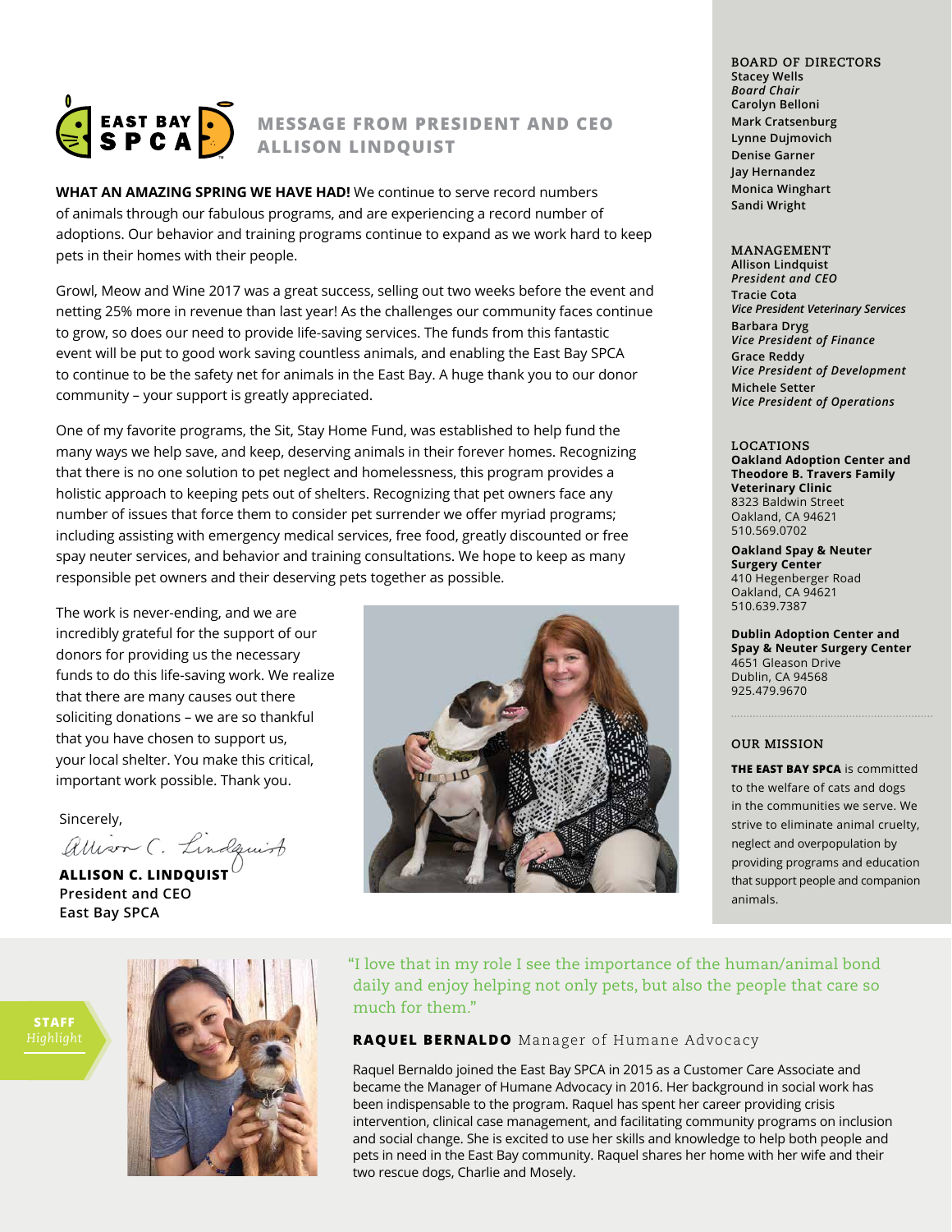## MESSAGE FROM PRESIDENT AND CEO ALLISON LINDQUIST

**WHAT AN AMAZING SPRING WE HAVE HAD!** We continue to serve record numbers of animals through our fabulous programs, and are experiencing a record number of adoptions. Our behavior and training programs continue to expand as we work hard to keep pets in their homes with their people.

Growl, Meow and Wine 2017 was a great success, selling out two weeks before the event and netting 25% more in revenue than last year! As the challenges our community faces continue to grow, so does our need to provide life-saving services. The funds from this fantastic event will be put to good work saving countless animals, and enabling the East Bay SPCA to continue to be the safety net for animals in the East Bay. A huge thank you to our donor community – your support is greatly appreciated.

One of my favorite programs, the Sit, Stay Home Fund, was established to help fund the many ways we help save, and keep, deserving animals in their forever homes. Recognizing that there is no one solution to pet neglect and homelessness, this program provides a holistic approach to keeping pets out of shelters. Recognizing that pet owners face any number of issues that force them to consider pet surrender we offer myriad programs; including assisting with emergency medical services, free food, greatly discounted or free spay neuter services, and behavior and training consultations. We hope to keep as many responsible pet owners and their deserving pets together as possible.

The work is never-ending, and we are incredibly grateful for the support of our donors for providing us the necessary funds to do this life-saving work. We realize that there are many causes out there soliciting donations – we are so thankful that you have chosen to support us, your local shelter. You make this critical, important work possible. Thank you.

Sincerely,

Allison C. Lindquist

**ALLISON C. LINDQUIST**
**President and CEO**
**East Bay SPCA**

### BOARD OF DIRECTORS

**Stacey Wells**
***Board Chair***
**Carolyn Belloni**
**Mark Cratsenburg**
**Lynne Dujmovich**
**Denise Garner**
**Jay Hernandez**
**Monica Winghart**
**Sandi Wright**

### MANAGEMENT

**Allison Lindquist**
***President and CEO***
**Tracie Cota**
***Vice President Veterinary Services***
**Barbara Dryg**
***Vice President of Finance***
**Grace Reddy**
***Vice President of Development***
**Michele Setter**
***Vice President of Operations***

### LOCATIONS

**Oakland Adoption Center and Theodore B. Travers Family Veterinary Clinic**
8323 Baldwin Street
Oakland, CA 94621
510.569.0702

**Oakland Spay & Neuter Surgery Center**
410 Hegenberger Road
Oakland, CA 94621
510.639.7387

**Dublin Adoption Center and Spay & Neuter Surgery Center**
4651 Gleason Drive
Dublin, CA 94568
925.479.9670

### OUR MISSION

**THE EAST BAY SPCA** is committed to the welfare of cats and dogs in the communities we serve. We strive to eliminate animal cruelty, neglect and overpopulation by providing programs and education that support people and companion animals.

### STAFF *Highlight*

"I love that in my role I see the importance of the human/animal bond daily and enjoy helping not only pets, but also the people that care so much for them."

**RAQUEL BERNALDO** Manager of Humane Advocacy

Raquel Bernaldo joined the East Bay SPCA in 2015 as a Customer Care Associate and became the Manager of Humane Advocacy in 2016. Her background in social work has been indispensable to the program. Raquel has spent her career providing crisis intervention, clinical case management, and facilitating community programs on inclusion and social change. She is excited to use her skills and knowledge to help both people and pets in need in the East Bay community. Raquel shares her home with her wife and their two rescue dogs, Charlie and Mosely.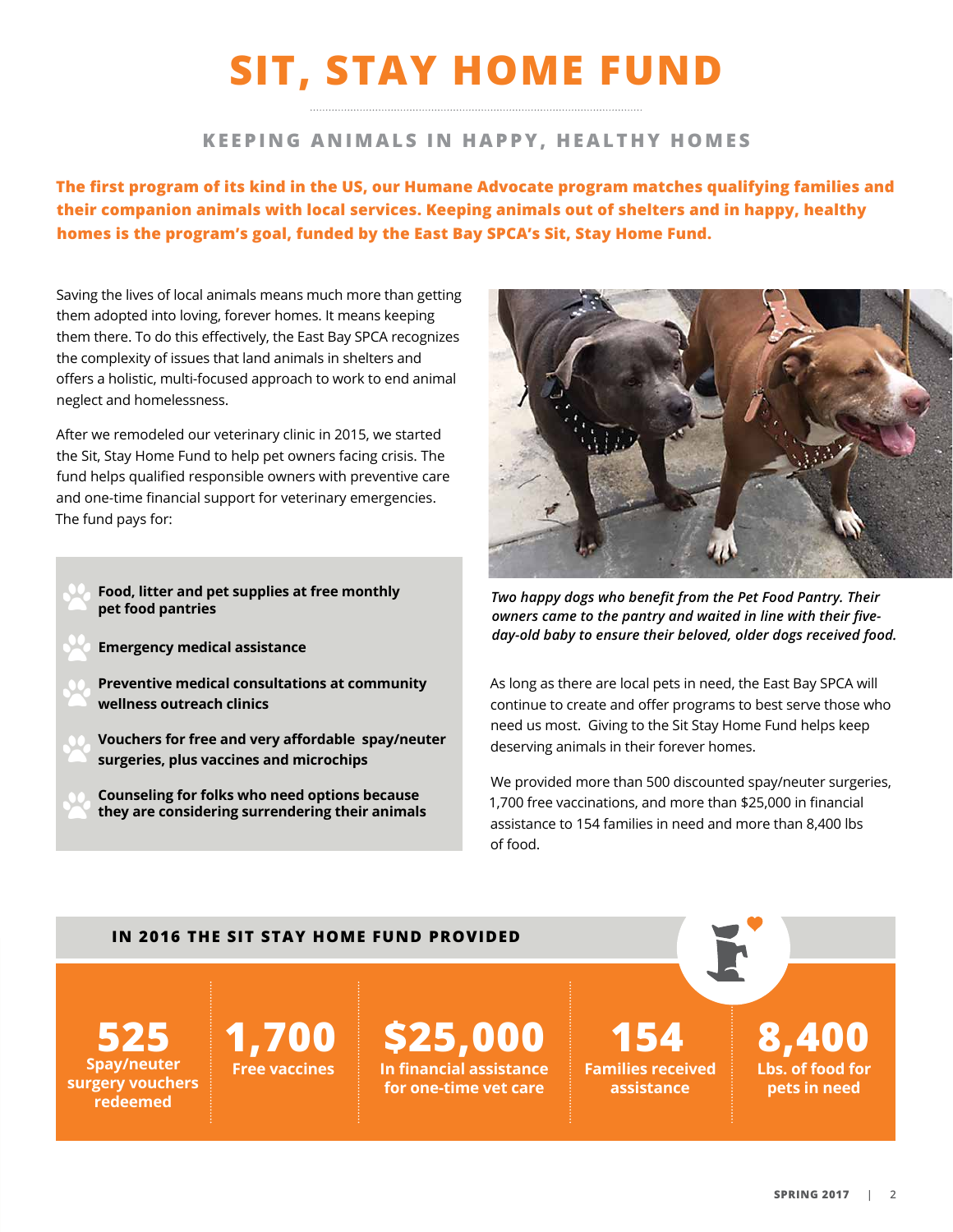# SIT, STAY HOME FUND

## KEEPING ANIMALS IN HAPPY, HEALTHY HOMES

**The first program of its kind in the US, our Humane Advocate program matches qualifying families and their companion animals with local services. Keeping animals out of shelters and in happy, healthy homes is the program's goal, funded by the East Bay SPCA's Sit, Stay Home Fund.**

Saving the lives of local animals means much more than getting them adopted into loving, forever homes. It means keeping them there. To do this effectively, the East Bay SPCA recognizes the complexity of issues that land animals in shelters and offers a holistic, multi-focused approach to work to end animal neglect and homelessness.

After we remodeled our veterinary clinic in 2015, we started the Sit, Stay Home Fund to help pet owners facing crisis. The fund helps qualified responsible owners with preventive care and one-time financial support for veterinary emergencies. The fund pays for:

- **Food, litter and pet supplies at free monthly pet food pantries**
- **Emergency medical assistance**
- **Preventive medical consultations at community wellness outreach clinics**
- **Vouchers for free and very affordable spay/neuter surgeries, plus vaccines and microchips**
- **Counseling for folks who need options because they are considering surrendering their animals**

*Two happy dogs who benefit from the Pet Food Pantry. Their owners came to the pantry and waited in line with their five-day-old baby to ensure their beloved, older dogs received food.*

As long as there are local pets in need, the East Bay SPCA will continue to create and offer programs to best serve those who need us most. Giving to the Sit Stay Home Fund helps keep deserving animals in their forever homes.

We provided more than 500 discounted spay/neuter surgeries, 1,700 free vaccinations, and more than $25,000 in financial assistance to 154 families in need and more than 8,400 lbs of food.

### IN 2016 THE SIT STAY HOME FUND PROVIDED

- **525** Spay/neuter surgery vouchers redeemed
- **1,700** Free vaccines
- **$25,000** In financial assistance for one-time vet care
- **154** Families received assistance
- **8,400** Lbs. of food for pets in need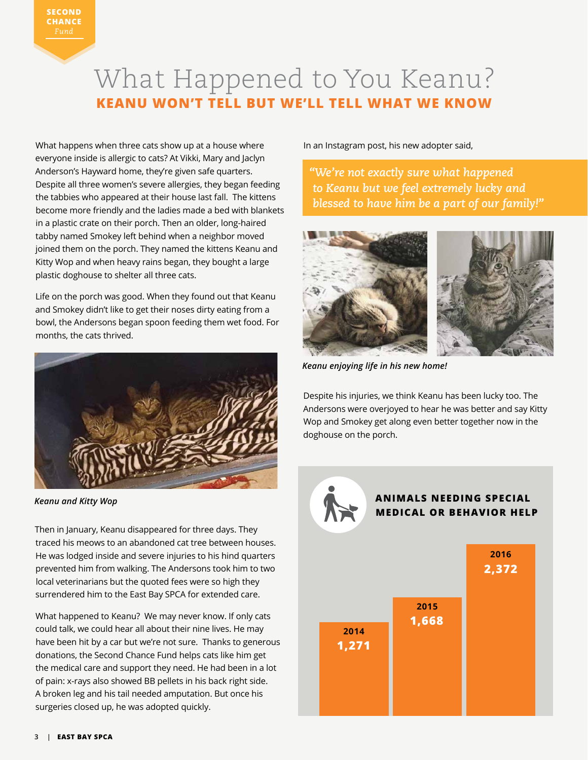SECOND CHANCE *Fund*

# What Happened to You Keanu?

## KEANU WON'T TELL BUT WE'LL TELL WHAT WE KNOW

What happens when three cats show up at a house where everyone inside is allergic to cats? At Vikki, Mary and Jaclyn Anderson's Hayward home, they're given safe quarters. Despite all three women's severe allergies, they began feeding the tabbies who appeared at their house last fall. The kittens become more friendly and the ladies made a bed with blankets in a plastic crate on their porch. Then an older, long-haired tabby named Smokey left behind when a neighbor moved joined them on the porch. They named the kittens Keanu and Kitty Wop and when heavy rains began, they bought a large plastic doghouse to shelter all three cats.

Life on the porch was good. When they found out that Keanu and Smokey didn't like to get their noses dirty eating from a bowl, the Andersons began spoon feeding them wet food. For months, the cats thrived.

*Keanu and Kitty Wop*

Then in January, Keanu disappeared for three days. They traced his meows to an abandoned cat tree between houses. He was lodged inside and severe injuries to his hind quarters prevented him from walking. The Andersons took him to two local veterinarians but the quoted fees were so high they surrendered him to the East Bay SPCA for extended care.

What happened to Keanu? We may never know. If only cats could talk, we could hear all about their nine lives. He may have been hit by a car but we're not sure. Thanks to generous donations, the Second Chance Fund helps cats like him get the medical care and support they need. He had been in a lot of pain: x-rays also showed BB pellets in his back right side. A broken leg and his tail needed amputation. But once his surgeries closed up, he was adopted quickly.

In an Instagram post, his new adopter said,

> *"We're not exactly sure what happened to Keanu but we feel extremely lucky and blessed to have him be a part of our family!"*

*Keanu enjoying life in his new home!*

Despite his injuries, we think Keanu has been lucky too. The Andersons were overjoyed to hear he was better and say Kitty Wop and Smokey get along even better together now in the doghouse on the porch.

**ANIMALS NEEDING SPECIAL MEDICAL OR BEHAVIOR HELP**

| Year | Animals |
|---|---|
| 2014 | 1,271 |
| 2015 | 1,668 |
| 2016 | 2,372 |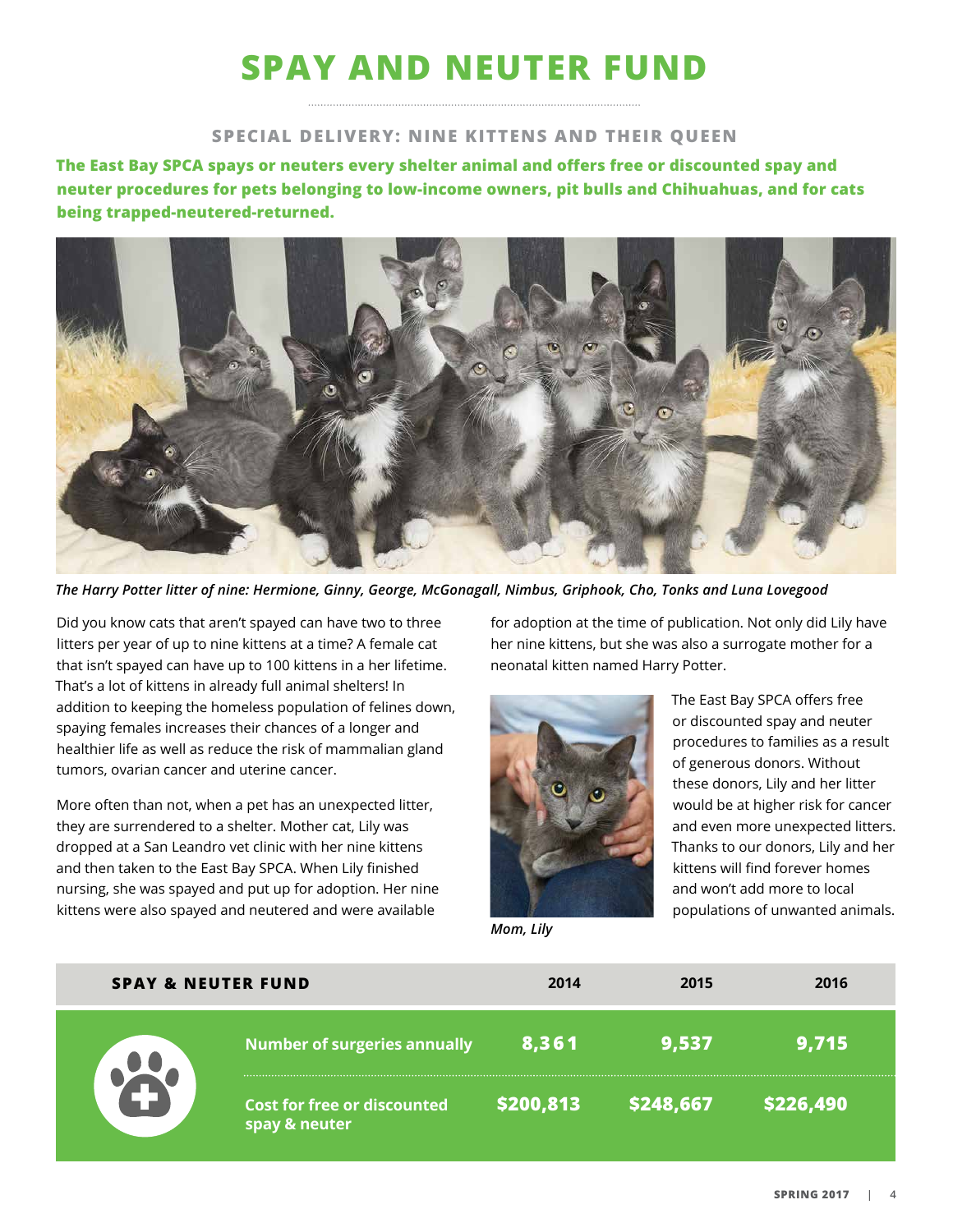# SPAY AND NEUTER FUND

## SPECIAL DELIVERY: NINE KITTENS AND THEIR QUEEN

**The East Bay SPCA spays or neuters every shelter animal and offers free or discounted spay and neuter procedures for pets belonging to low-income owners, pit bulls and Chihuahuas, and for cats being trapped-neutered-returned.**

*The Harry Potter litter of nine: Hermione, Ginny, George, McGonagall, Nimbus, Griphook, Cho, Tonks and Luna Lovegood*

Did you know cats that aren't spayed can have two to three litters per year of up to nine kittens at a time? A female cat that isn't spayed can have up to 100 kittens in a her lifetime. That's a lot of kittens in already full animal shelters! In addition to keeping the homeless population of felines down, spaying females increases their chances of a longer and healthier life as well as reduce the risk of mammalian gland tumors, ovarian cancer and uterine cancer.

More often than not, when a pet has an unexpected litter, they are surrendered to a shelter. Mother cat, Lily was dropped at a San Leandro vet clinic with her nine kittens and then taken to the East Bay SPCA. When Lily finished nursing, she was spayed and put up for adoption. Her nine kittens were also spayed and neutered and were available for adoption at the time of publication. Not only did Lily have her nine kittens, but she was also a surrogate mother for a neonatal kitten named Harry Potter.

*Mom, Lily*

The East Bay SPCA offers free or discounted spay and neuter procedures to families as a result of generous donors. Without these donors, Lily and her litter would be at higher risk for cancer and even more unexpected litters. Thanks to our donors, Lily and her kittens will find forever homes and won't add more to local populations of unwanted animals.

| SPAY & NEUTER FUND | 2014 | 2015 | 2016 |
|---|---|---|---|
| Number of surgeries annually | 8,361 | 9,537 | 9,715 |
| Cost for free or discounted spay & neuter | $200,813 | $248,667 | $226,490 |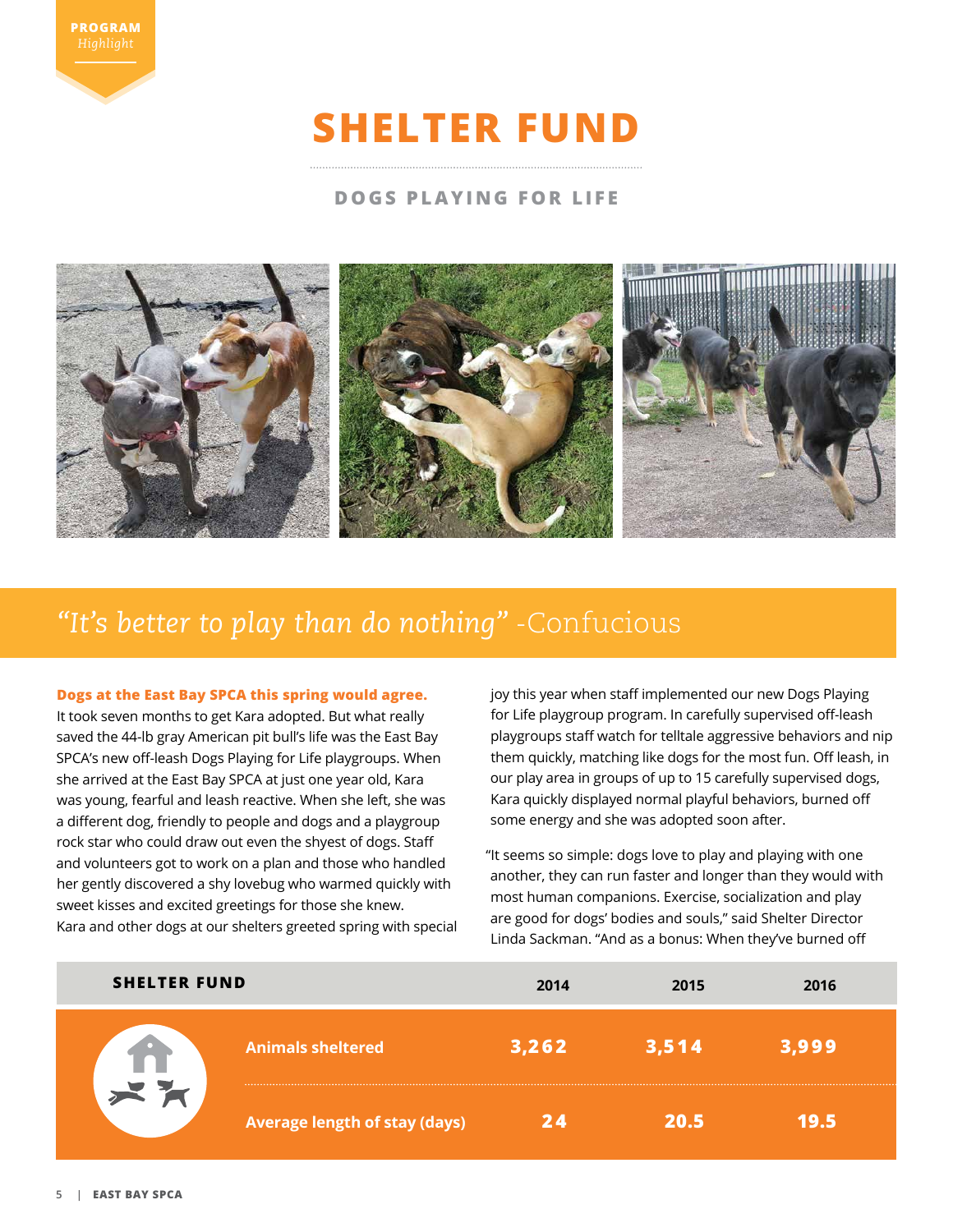PROGRAM *Highlight*

# SHELTER FUND

## DOGS PLAYING FOR LIFE

*"It's better to play than do nothing"* -Confucious

**Dogs at the East Bay SPCA this spring would agree.** It took seven months to get Kara adopted. But what really saved the 44-lb gray American pit bull's life was the East Bay SPCA's new off-leash Dogs Playing for Life playgroups. When she arrived at the East Bay SPCA at just one year old, Kara was young, fearful and leash reactive. When she left, she was a different dog, friendly to people and dogs and a playgroup rock star who could draw out even the shyest of dogs. Staff and volunteers got to work on a plan and those who handled her gently discovered a shy lovebug who warmed quickly with sweet kisses and excited greetings for those she knew. Kara and other dogs at our shelters greeted spring with special joy this year when staff implemented our new Dogs Playing for Life playgroup program. In carefully supervised off-leash playgroups staff watch for telltale aggressive behaviors and nip them quickly, matching like dogs for the most fun. Off leash, in our play area in groups of up to 15 carefully supervised dogs, Kara quickly displayed normal playful behaviors, burned off some energy and she was adopted soon after.

"It seems so simple: dogs love to play and playing with one another, they can run faster and longer than they would with most human companions. Exercise, socialization and play are good for dogs' bodies and souls," said Shelter Director Linda Sackman. "And as a bonus: When they've burned off

| SHELTER FUND | 2014 | 2015 | 2016 |
|---|---|---|---|
| Animals sheltered | 3,262 | 3,514 | 3,999 |
| Average length of stay (days) | 24 | 20.5 | 19.5 |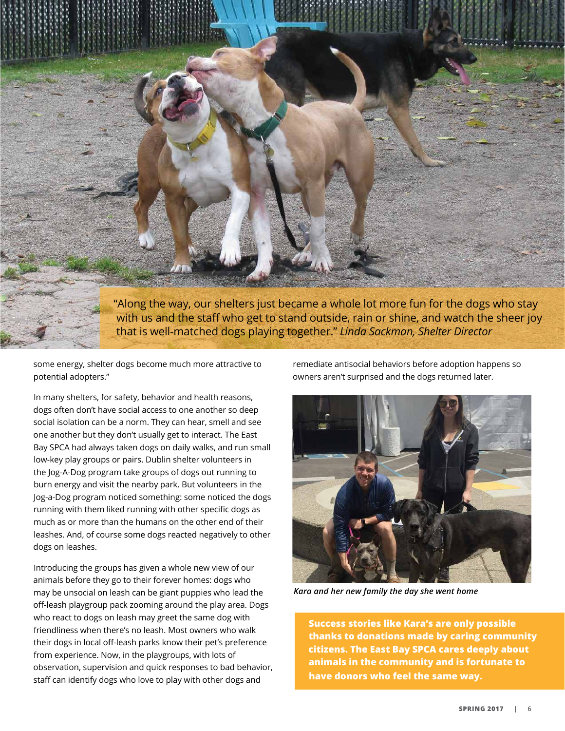"Along the way, our shelters just became a whole lot more fun for the dogs who stay with us and the staff who get to stand outside, rain or shine, and watch the sheer joy that is well-matched dogs playing together." *Linda Sackman, Shelter Director*

some energy, shelter dogs become much more attractive to potential adopters."

In many shelters, for safety, behavior and health reasons, dogs often don't have social access to one another so deep social isolation can be a norm. They can hear, smell and see one another but they don't usually get to interact. The East Bay SPCA had always taken dogs on daily walks, and run small low-key play groups or pairs. Dublin shelter volunteers in the Jog-A-Dog program take groups of dogs out running to burn energy and visit the nearby park. But volunteers in the Jog-a-Dog program noticed something: some noticed the dogs running with them liked running with other specific dogs as much as or more than the humans on the other end of their leashes. And, of course some dogs reacted negatively to other dogs on leashes.

Introducing the groups has given a whole new view of our animals before they go to their forever homes: dogs who may be unsocial on leash can be giant puppies who lead the off-leash playgroup pack zooming around the play area. Dogs who react to dogs on leash may greet the same dog with friendliness when there's no leash. Most owners who walk their dogs in local off-leash parks know their pet's preference from experience. Now, in the playgroups, with lots of observation, supervision and quick responses to bad behavior, staff can identify dogs who love to play with other dogs and remediate antisocial behaviors before adoption happens so owners aren't surprised and the dogs returned later.

*Kara and her new family the day she went home*

**Success stories like Kara's are only possible thanks to donations made by caring community citizens. The East Bay SPCA cares deeply about animals in the community and is fortunate to have donors who feel the same way.**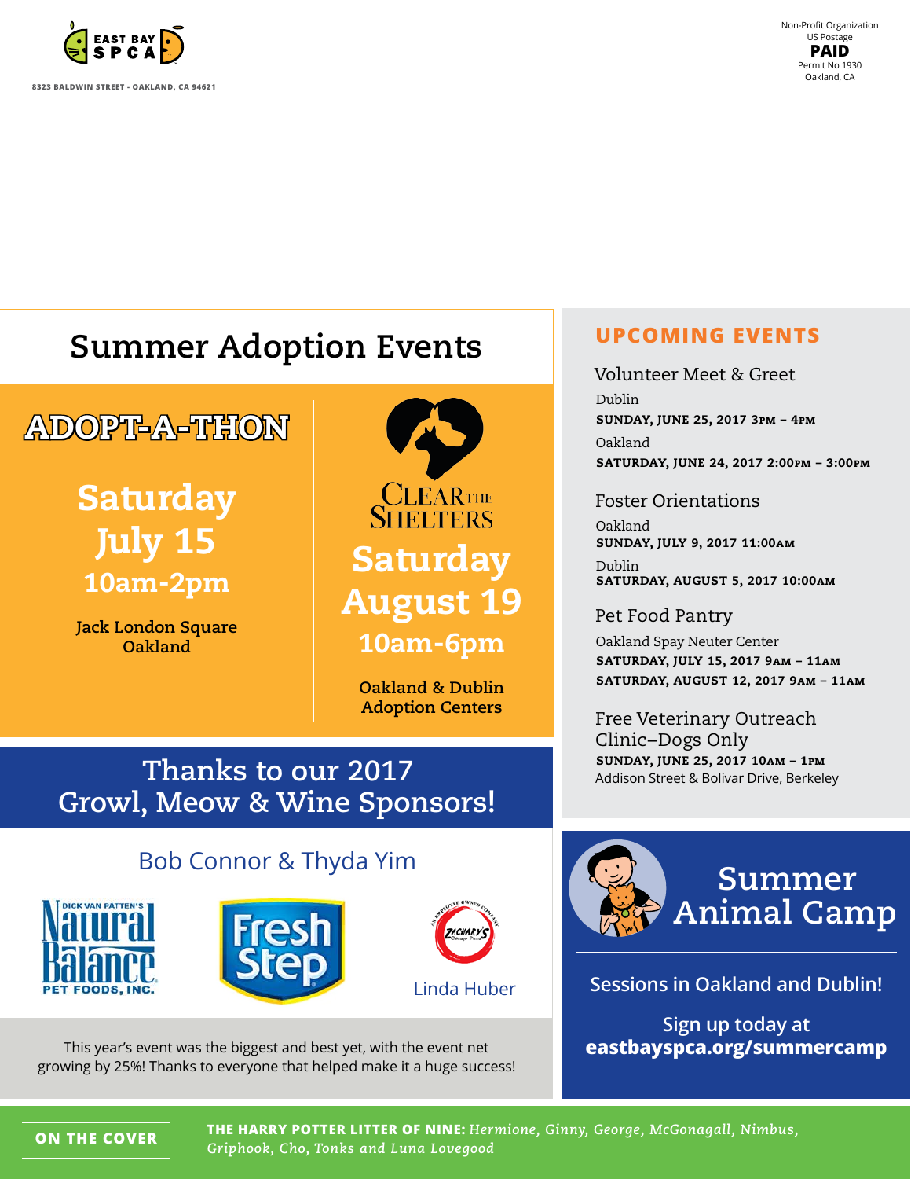EAST BAY SPCA

8323 BALDWIN STREET - OAKLAND, CA 94621

Non-Profit Organization
US Postage
**PAID**
Permit No 1930
Oakland, CA

# Summer Adoption Events

## ADOPT-A-THON

**Saturday July 15**
**10am-2pm**

**Jack London Square Oakland**

## CLEAR THE SHELTERS

**Saturday August 19**
**10am-6pm**

**Oakland & Dublin Adoption Centers**

## Thanks to our 2017 Growl, Meow & Wine Sponsors!

Bob Connor & Thyda Yim

Dick Van Patten's Natural Balance Pet Foods, Inc.

Fresh Step

Zachary's Chicago Pizza – An Employee Owned Company

Linda Huber

This year's event was the biggest and best yet, with the event net growing by 25%! Thanks to everyone that helped make it a huge success!

## UPCOMING EVENTS

### Volunteer Meet & Greet

Dublin
**SUNDAY, JUNE 25, 2017 3PM – 4PM**

Oakland
**SATURDAY, JUNE 24, 2017 2:00PM – 3:00PM**

### Foster Orientations

Oakland
**SUNDAY, JULY 9, 2017 11:00AM**

Dublin
**SATURDAY, AUGUST 5, 2017 10:00AM**

### Pet Food Pantry

Oakland Spay Neuter Center
**SATURDAY, JULY 15, 2017 9AM – 11AM**
**SATURDAY, AUGUST 12, 2017 9AM – 11AM**

### Free Veterinary Outreach Clinic–Dogs Only

**SUNDAY, JUNE 25, 2017 10AM – 1PM**
Addison Street & Bolivar Drive, Berkeley

## Summer Animal Camp

Sessions in Oakland and Dublin!

Sign up today at
**eastbayspca.org/summercamp**

**ON THE COVER**

**THE HARRY POTTER LITTER OF NINE:** *Hermione, Ginny, George, McGonagall, Nimbus, Griphook, Cho, Tonks and Luna Lovegood*